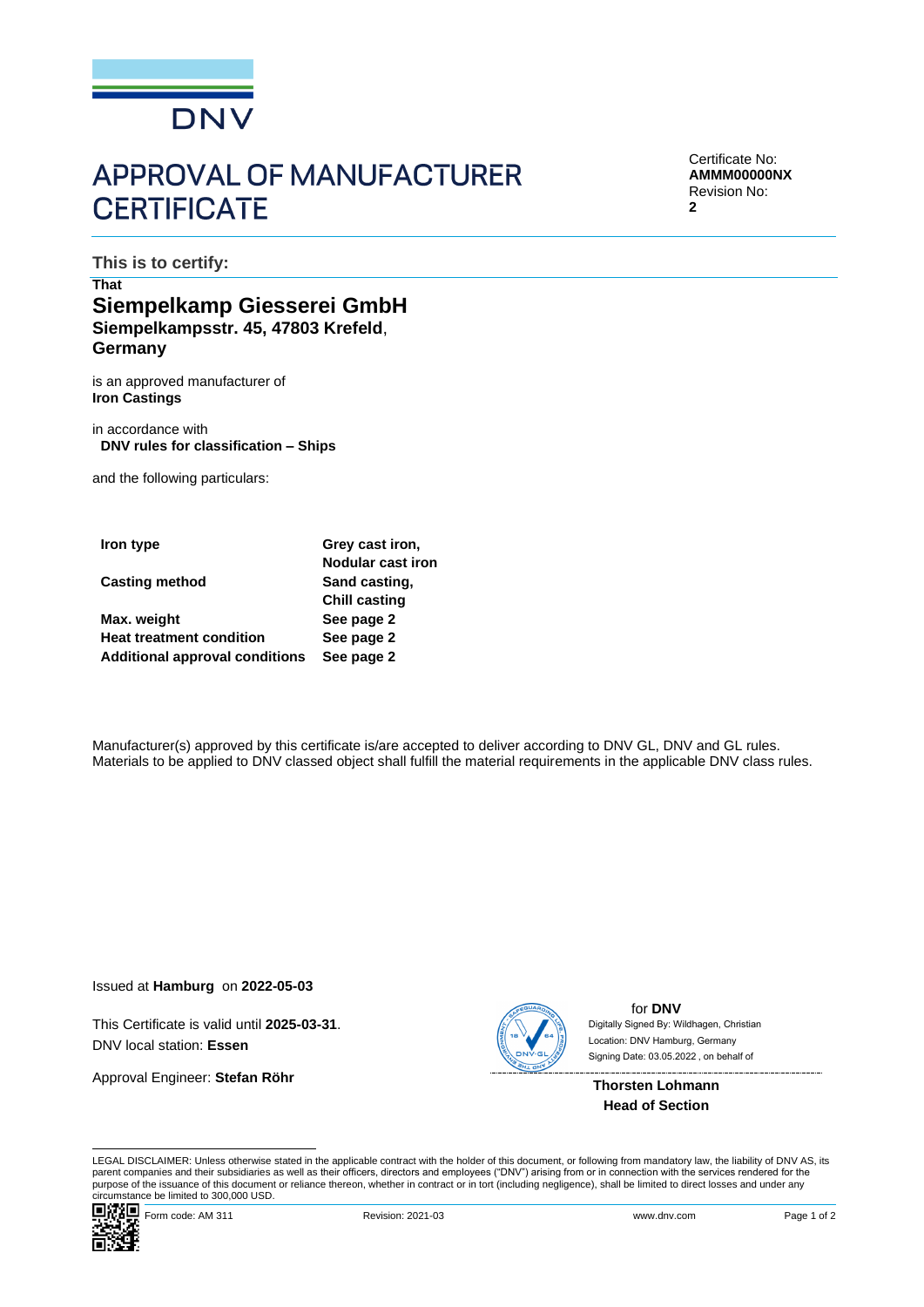DNV

# APPROVAL OF MANUFACTURER CERTIFICATE

Certificate No:
**AMMM00000NX**
Revision No:
**2**

**This is to certify:**

**That**

## Siempelkamp Giesserei GmbH

**Siempelkampsstr. 45, 47803 Krefeld**, **Germany**

is an approved manufacturer of
**Iron Castings**

in accordance with
**DNV rules for classification – Ships**

and the following particulars:

| | |
|---|---|
| **Iron type** | **Grey cast iron, Nodular cast iron** |
| **Casting method** | **Sand casting, Chill casting** |
| **Max. weight** | **See page 2** |
| **Heat treatment condition** | **See page 2** |
| **Additional approval conditions** | **See page 2** |

Manufacturer(s) approved by this certificate is/are accepted to deliver according to DNV GL, DNV and GL rules.
Materials to be applied to DNV classed object shall fulfill the material requirements in the applicable DNV class rules.

Issued at **Hamburg** on **2022-05-03**

This Certificate is valid until **2025-03-31**.
DNV local station: **Essen**

Approval Engineer: **Stefan Röhr**

for **DNV**
Digitally Signed By: Wildhagen, Christian
Location: DNV Hamburg, Germany
Signing Date: 03.05.2022 , on behalf of

**Thorsten Lohmann**
**Head of Section**

LEGAL DISCLAIMER: Unless otherwise stated in the applicable contract with the holder of this document, or following from mandatory law, the liability of DNV AS, its parent companies and their subsidiaries as well as their officers, directors and employees ("DNV") arising from or in connection with the services rendered for the purpose of the issuance of this document or reliance thereon, whether in contract or in tort (including negligence), shall be limited to direct losses and under any circumstance be limited to 300,000 USD.

Form code: AM 311 Revision: 2021-03 www.dnv.com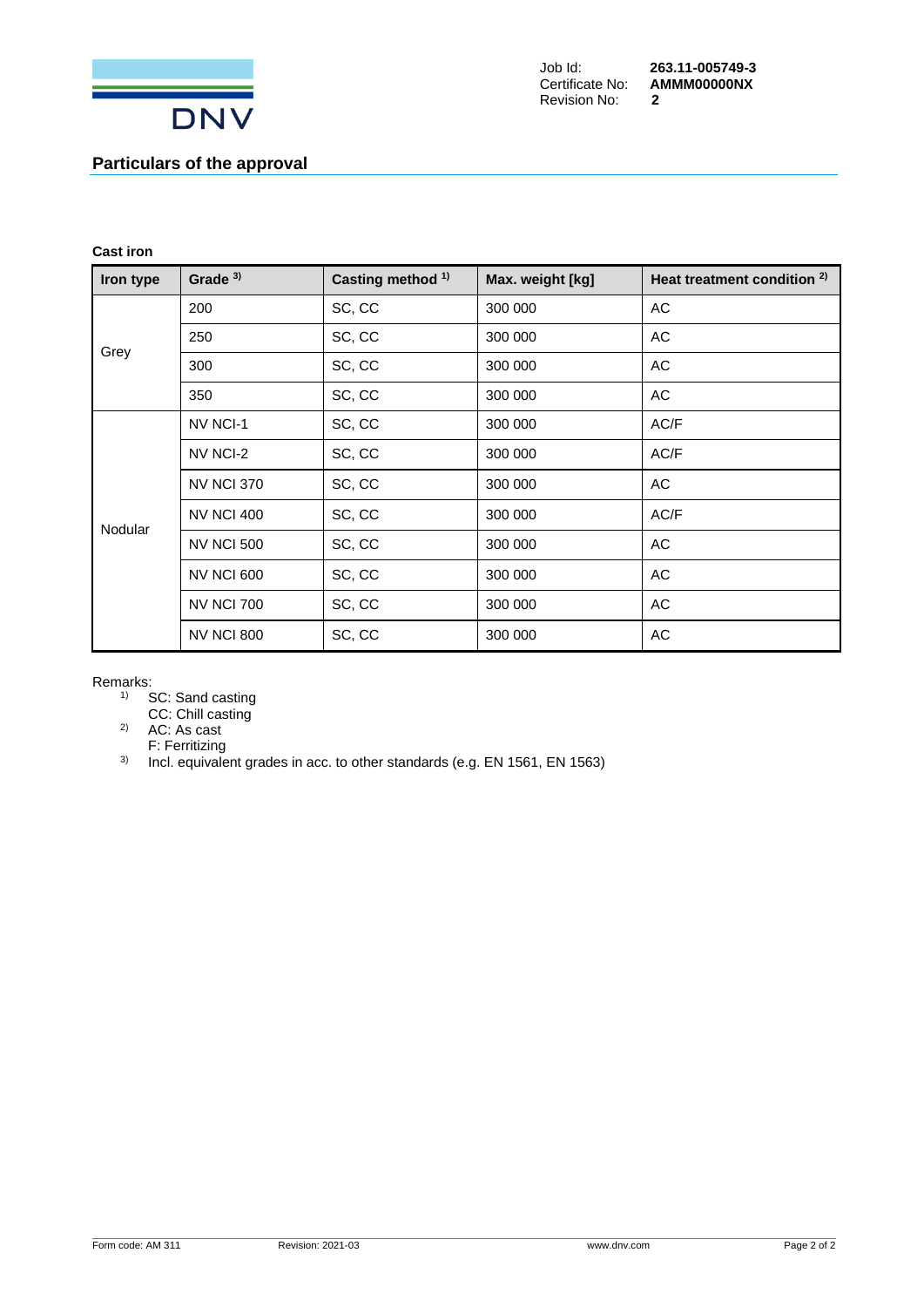Job Id: **263.11-005749-3**
Certificate No: **AMMM00000NX**
Revision No: **2**

## Particulars of the approval

**Cast iron**

| Iron type | Grade [3] | Casting method [1] | Max. weight [kg] | Heat treatment condition [2] |
|---|---|---|---|---|
| Grey | 200 | SC, CC | 300 000 | AC |
| | 250 | SC, CC | 300 000 | AC |
| | 300 | SC, CC | 300 000 | AC |
| | 350 | SC, CC | 300 000 | AC |
| Nodular | NV NCI-1 | SC, CC | 300 000 | AC/F |
| | NV NCI-2 | SC, CC | 300 000 | AC/F |
| | NV NCI 370 | SC, CC | 300 000 | AC |
| | NV NCI 400 | SC, CC | 300 000 | AC/F |
| | NV NCI 500 | SC, CC | 300 000 | AC |
| | NV NCI 600 | SC, CC | 300 000 | AC |
| | NV NCI 700 | SC, CC | 300 000 | AC |
| | NV NCI 800 | SC, CC | 300 000 | AC |

Remarks:

[1] SC: Sand casting
CC: Chill casting

[2] AC: As cast
F: Ferritizing

[3] Incl. equivalent grades in acc. to other standards (e.g. EN 1561, EN 1563)